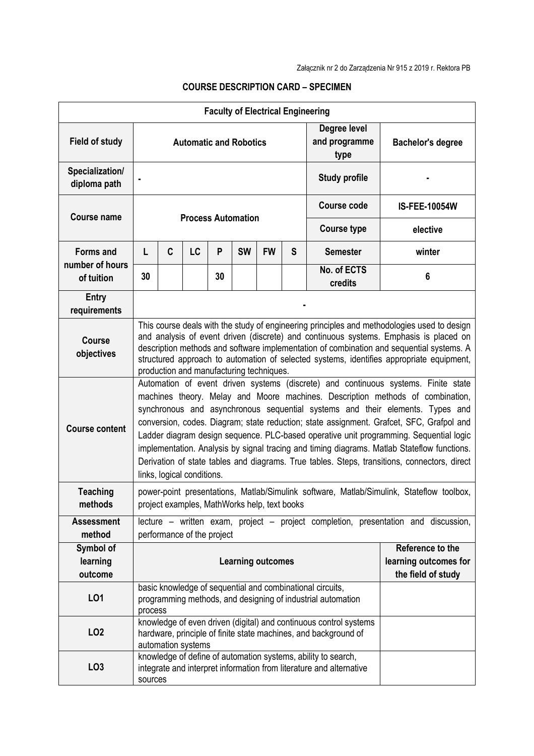Załącznik nr 2 do Zarządzenia Nr 915 z 2019 r. Rektora PB

## COURSE DESCRIPTION CARD – SPECIMEN

| Faculty of Electrical Engineering | | | | | | | | | |
|---|---|---|---|---|---|---|---|---|---|
| **Field of study** | **Automatic and Robotics** | | | | | | | **Degree level and programme type** | **Bachelor's degree** |
| **Specialization/ diploma path** | - | | | | | | | **Study profile** | - |
| **Course name** | **Process Automation** | | | | | | | **Course code** | **IS-FEE-10054W** |
| | | | | | | | | **Course type** | **elective** |
| **Forms and number of hours of tuition** | **L** | **C** | **LC** | **P** | **SW** | **FW** | **S** | **Semester** | **winter** |
| | **30** | | | **30** | | | | **No. of ECTS credits** | **6** |
| **Entry requirements** | - | | | | | | | | |
| **Course objectives** | This course deals with the study of engineering principles and methodologies used to design and analysis of event driven (discrete) and continuous systems. Emphasis is placed on description methods and software implementation of combination and sequential systems. A structured approach to automation of selected systems, identifies appropriate equipment, production and manufacturing techniques. | | | | | | | | |
| **Course content** | Automation of event driven systems (discrete) and continuous systems. Finite state machines theory. Melay and Moore machines. Description methods of combination, synchronous and asynchronous sequential systems and their elements. Types and conversion, codes. Diagram; state reduction; state assignment. Grafcet, SFC, Grafpol and Ladder diagram design sequence. PLC-based operative unit programming. Sequential logic implementation. Analysis by signal tracing and timing diagrams. Matlab Stateflow functions. Derivation of state tables and diagrams. True tables. Steps, transitions, connectors, direct links, logical conditions. | | | | | | | | |
| **Teaching methods** | power-point presentations, Matlab/Simulink software, Matlab/Simulink, Stateflow toolbox, project examples, MathWorks help, text books | | | | | | | | |
| **Assessment method** | lecture – written exam, project – project completion, presentation and discussion, performance of the project | | | | | | | | |
| **Symbol of learning outcome** | **Learning outcomes** | | | | | | | | **Reference to the learning outcomes for the field of study** |
| **LO1** | basic knowledge of sequential and combinational circuits, programming methods, and designing of industrial automation process | | | | | | | | |
| **LO2** | knowledge of even driven (digital) and continuous control systems hardware, principle of finite state machines, and background of automation systems | | | | | | | | |
| **LO3** | knowledge of define of automation systems, ability to search, integrate and interpret information from literature and alternative sources | | | | | | | | |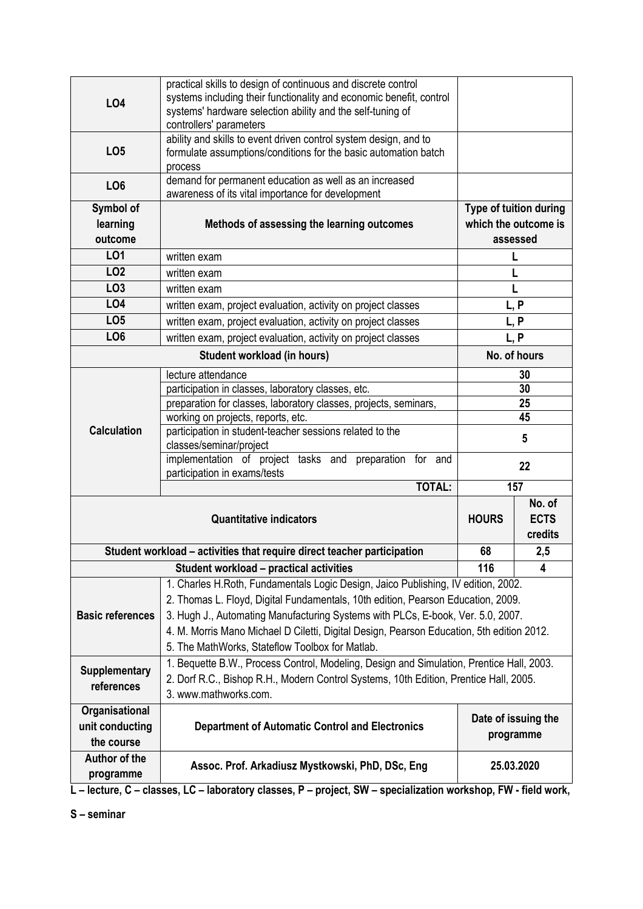| | | |
|---|---|---|
| **LO4** | practical skills to design of continuous and discrete control systems including their functionality and economic benefit, control systems' hardware selection ability and the self-tuning of controllers' parameters | |
| **LO5** | ability and skills to event driven control system design, and to formulate assumptions/conditions for the basic automation batch process | |
| **LO6** | demand for permanent education as well as an increased awareness of its vital importance for development | |
| **Symbol of learning outcome** | **Methods of assessing the learning outcomes** | **Type of tuition during which the outcome is assessed** |
| **LO1** | written exam | L |
| **LO2** | written exam | L |
| **LO3** | written exam | L |
| **LO4** | written exam, project evaluation, activity on project classes | L, P |
| **LO5** | written exam, project evaluation, activity on project classes | L, P |
| **LO6** | written exam, project evaluation, activity on project classes | L, P |

| **Student workload (in hours)** | | **No. of hours** |
|---|---|---|
| **Calculation** | lecture attendance | 30 |
| | participation in classes, laboratory classes, etc. | 30 |
| | preparation for classes, laboratory classes, projects, seminars, | 25 |
| | working on projects, reports, etc. | 45 |
| | participation in student-teacher sessions related to the classes/seminar/project | 5 |
| | implementation of project tasks and preparation for and participation in exams/tests | 22 |
| | **TOTAL:** | 157 |

| **Quantitative indicators** | **HOURS** | **No. of ECTS credits** |
|---|---|---|
| **Student workload – activities that require direct teacher participation** | 68 | 2,5 |
| **Student workload – practical activities** | 116 | 4 |

| | | |
|---|---|---|
| **Basic references** | 1. Charles H.Roth, Fundamentals Logic Design, Jaico Publishing, IV edition, 2002.<br>2. Thomas L. Floyd, Digital Fundamentals, 10th edition, Pearson Education, 2009.<br>3. Hugh J., Automating Manufacturing Systems with PLCs, E-book, Ver. 5.0, 2007.<br>4. M. Morris Mano Michael D Ciletti, Digital Design, Pearson Education, 5th edition 2012.<br>5. The MathWorks, Stateflow Toolbox for Matlab. | |
| **Supplementary references** | 1. Bequette B.W., Process Control, Modeling, Design and Simulation, Prentice Hall, 2003.<br>2. Dorf R.C., Bishop R.H., Modern Control Systems, 10th Edition, Prentice Hall, 2005.<br>3. www.mathworks.com. | |
| **Organisational unit conducting the course** | **Department of Automatic Control and Electronics** | **Date of issuing the programme** |
| **Author of the programme** | **Assoc. Prof. Arkadiusz Mystkowski, PhD, DSc, Eng** | **25.03.2020** |

**L – lecture, C – classes, LC – laboratory classes, P – project, SW – specialization workshop, FW - field work, S – seminar**